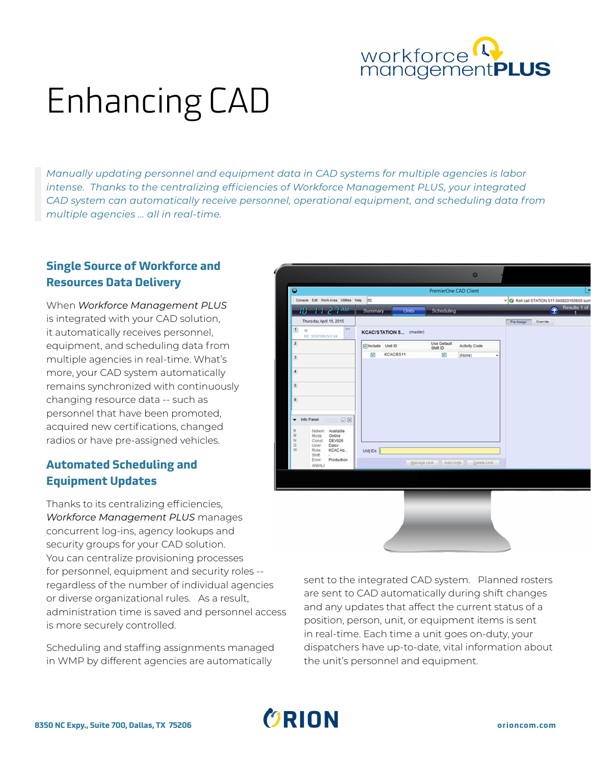# Enhancing CAD

*Manually updating personnel and equipment data in CAD systems for multiple agencies is labor intense. Thanks to the centralizing efficiencies of Workforce Management PLUS, your integrated CAD system can automatically receive personnel, operational equipment, and scheduling data from multiple agencies ... all in real-time.*

## Single Source of Workforce and Resources Data Delivery

When *Workforce Management PLUS* is integrated with your CAD solution, it automatically receives personnel, equipment, and scheduling data from multiple agencies in real-time. What's more, your CAD system automatically remains synchronized with continuously changing resource data -- such as personnel that have been promoted, acquired new certifications, changed radios or have pre-assigned vehicles.

## Automated Scheduling and Equipment Updates

Thanks to its centralizing efficiencies, *Workforce Management PLUS* manages concurrent log-ins, agency lookups and security groups for your CAD solution. You can centralize provisioning processes for personnel, equipment and security roles -- regardless of the number of individual agencies or diverse organizational rules. As a result, administration time is saved and personnel access is more securely controlled.

Scheduling and staffing assignments managed in WMP by different agencies are automatically sent to the integrated CAD system. Planned rosters are sent to CAD automatically during shift changes and any updates that affect the current status of a position, person, unit, or equipment items is sent in real-time. Each time a unit goes on-duty, your dispatchers have up-to-date, vital information about the unit's personnel and equipment.

8350 NC Expy., Suite 700, Dallas, TX 75206

orioncom.com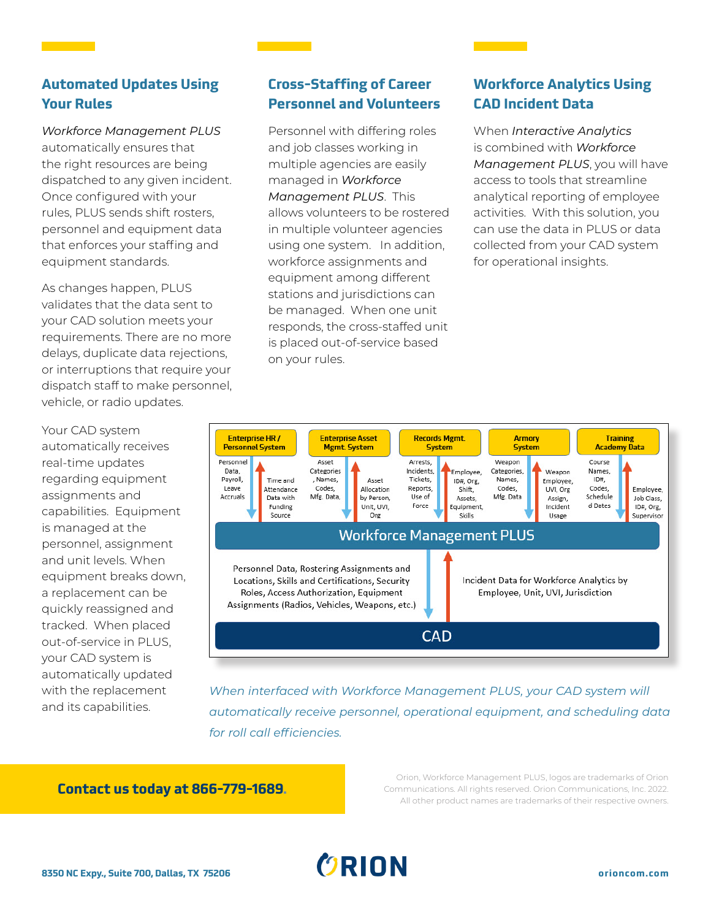## Automated Updates Using Your Rules

*Workforce Management PLUS* automatically ensures that the right resources are being dispatched to any given incident. Once configured with your rules, PLUS sends shift rosters, personnel and equipment data that enforces your staffing and equipment standards.

As changes happen, PLUS validates that the data sent to your CAD solution meets your requirements. There are no more delays, duplicate data rejections, or interruptions that require your dispatch staff to make personnel, vehicle, or radio updates.

## Cross-Staffing of Career Personnel and Volunteers

Personnel with differing roles and job classes working in multiple agencies are easily managed in *Workforce Management PLUS*. This allows volunteers to be rostered in multiple volunteer agencies using one system. In addition, workforce assignments and equipment among different stations and jurisdictions can be managed. When one unit responds, the cross-staffed unit is placed out-of-service based on your rules.

## Workforce Analytics Using CAD Incident Data

When *Interactive Analytics* is combined with *Workforce Management PLUS*, you will have access to tools that streamline analytical reporting of employee activities. With this solution, you can use the data in PLUS or data collected from your CAD system for operational insights.

Your CAD system automatically receives real-time updates regarding equipment assignments and capabilities. Equipment is managed at the personnel, assignment and unit levels. When equipment breaks down, a replacement can be quickly reassigned and tracked. When placed out-of-service in PLUS, your CAD system is automatically updated with the replacement and its capabilities.

Enterprise HR / Personnel System
Personnel Data, Payroll, Leave Accruals
Time and Attendance Data with Funding Source

Enterprise Asset Mgmt. System
Asset Categories, Names, Codes, Mfg. Data,
Asset Allocation by Person, Unit, UVI, Org

Records Mgmt. System
Arrests, Incidents, Tickets, Reports, Use of Force
Employee, ID#, Org, Shift, Assets, Equipment, Skills

Armory System
Weapon Categories, Names, Codes, Mfg. Data
Weapon Employee, UVI, Org Assign, Incident Usage

Training Academy Data
Course Names, ID#, Codes, Schedule d Dates
Employee, Job Class, ID#, Org, Supervisor

Workforce Management PLUS

Personnel Data, Rostering Assignments and Locations, Skills and Certifications, Security Roles, Access Authorization, Equipment Assignments (Radios, Vehicles, Weapons, etc.)

Incident Data for Workforce Analytics by Employee, Unit, UVI, Jurisdiction

CAD

*When interfaced with Workforce Management PLUS, your CAD system will automatically receive personnel, operational equipment, and scheduling data for roll call efficiencies.*

**Contact us today at 866-779-1689.**

Orion, Workforce Management PLUS, logos are trademarks of Orion Communications. All rights reserved. Orion Communications, Inc. 2022. All other product names are trademarks of their respective owners.

**8350 NC Expy., Suite 700, Dallas, TX 75206**

ORION

**orioncom.com**